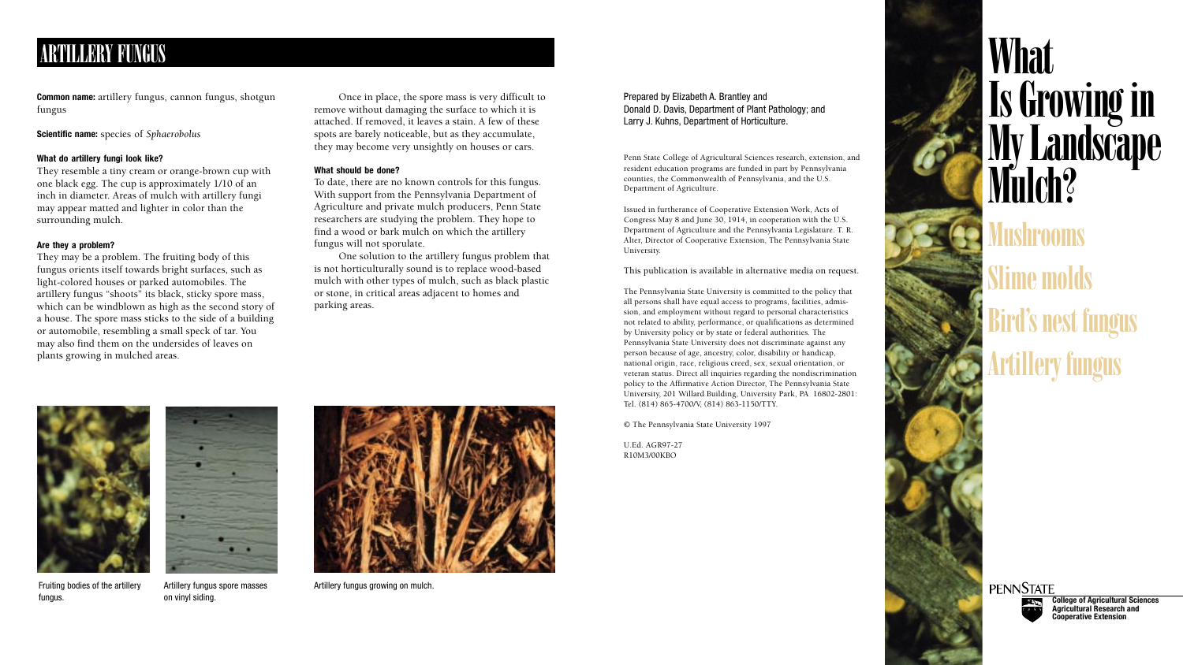# ARTILLERY FUNGUS

**Common name:** artillery fungus, cannon fungus, shotgun fungus

**Scientific name:** species of *Sphaerobolus*

### What do artillery fungi look like?

They resemble a tiny cream or orange-brown cup with one black egg. The cup is approximately 1/10 of an inch in diameter. Areas of mulch with artillery fungi may appear matted and lighter in color than the surrounding mulch.

### Are they a problem?

They may be a problem. The fruiting body of this fungus orients itself towards bright surfaces, such as light-colored houses or parked automobiles. The artillery fungus "shoots" its black, sticky spore mass, which can be windblown as high as the second story of a house. The spore mass sticks to the side of a building or automobile, resembling a small speck of tar. You may also find them on the undersides of leaves on plants growing in mulched areas.

Once in place, the spore mass is very difficult to remove without damaging the surface to which it is attached. If removed, it leaves a stain. A few of these spots are barely noticeable, but as they accumulate, they may become very unsightly on houses or cars.

### What should be done?

To date, there are no known controls for this fungus. With support from the Pennsylvania Department of Agriculture and private mulch producers, Penn State researchers are studying the problem. They hope to find a wood or bark mulch on which the artillery fungus will not sporulate.

One solution to the artillery fungus problem that is not horticulturally sound is to replace wood-based mulch with other types of mulch, such as black plastic or stone, in critical areas adjacent to homes and parking areas.

Fruiting bodies of the artillery fungus.

Artillery fungus spore masses on vinyl siding.

Artillery fungus growing on mulch.

Prepared by Elizabeth A. Brantley and Donald D. Davis, Department of Plant Pathology; and Larry J. Kuhns, Department of Horticulture.

Penn State College of Agricultural Sciences research, extension, and resident education programs are funded in part by Pennsylvania counties, the Commonwealth of Pennsylvania, and the U.S. Department of Agriculture.

Issued in furtherance of Cooperative Extension Work, Acts of Congress May 8 and June 30, 1914, in cooperation with the U.S. Department of Agriculture and the Pennsylvania Legislature. T. R. Alter, Director of Cooperative Extension, The Pennsylvania State University.

This publication is available in alternative media on request.

The Pennsylvania State University is committed to the policy that all persons shall have equal access to programs, facilities, admission, and employment without regard to personal characteristics not related to ability, performance, or qualifications as determined by University policy or by state or federal authorities. The Pennsylvania State University does not discriminate against any person because of age, ancestry, color, disability or handicap, national origin, race, religious creed, sex, sexual orientation, or veteran status. Direct all inquiries regarding the nondiscrimination policy to the Affirmative Action Director, The Pennsylvania State University, 201 Willard Building, University Park, PA 16802-2801: Tel. (814) 865-4700/V, (814) 863-1150/TTY.

© The Pennsylvania State University 1997

U.Ed. AGR97-27
R10M3/00KBO

# What Is Growing in My Landscape Mulch?

## Mushrooms

## Slime molds

## Bird's nest fungus

## Artillery fungus

PENNSTATE

**College of Agricultural Sciences**
**Agricultural Research and Cooperative Extension**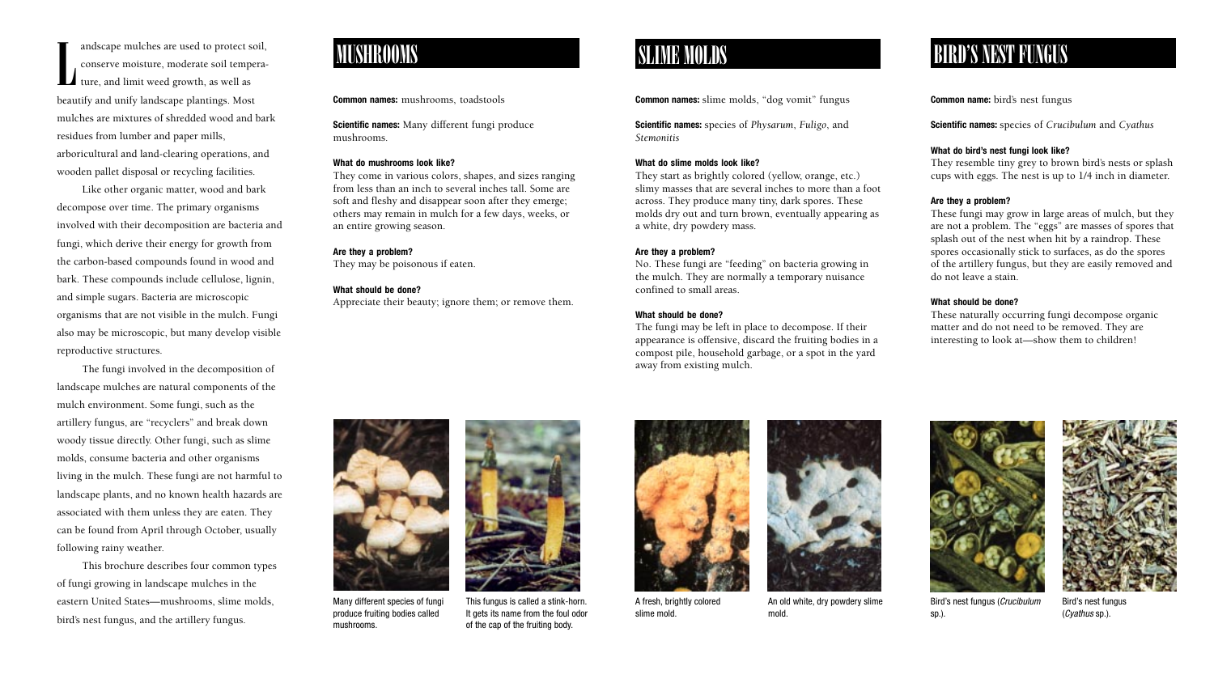Landscape mulches are used to protect soil, conserve moisture, moderate soil temperature, and limit weed growth, as well as beautify and unify landscape plantings. Most mulches are mixtures of shredded wood and bark residues from lumber and paper mills, arboricultural and land-clearing operations, and wooden pallet disposal or recycling facilities.

Like other organic matter, wood and bark decompose over time. The primary organisms involved with their decomposition are bacteria and fungi, which derive their energy for growth from the carbon-based compounds found in wood and bark. These compounds include cellulose, lignin, and simple sugars. Bacteria are microscopic organisms that are not visible in the mulch. Fungi also may be microscopic, but many develop visible reproductive structures.

The fungi involved in the decomposition of landscape mulches are natural components of the mulch environment. Some fungi, such as the artillery fungus, are "recyclers" and break down woody tissue directly. Other fungi, such as slime molds, consume bacteria and other organisms living in the mulch. These fungi are not harmful to landscape plants, and no known health hazards are associated with them unless they are eaten. They can be found from April through October, usually following rainy weather.

This brochure describes four common types of fungi growing in landscape mulches in the eastern United States—mushrooms, slime molds, bird's nest fungus, and the artillery fungus.

## MUSHROOMS

**Common names:** mushrooms, toadstools

**Scientific names:** Many different fungi produce mushrooms.

**What do mushrooms look like?**
They come in various colors, shapes, and sizes ranging from less than an inch to several inches tall. Some are soft and fleshy and disappear soon after they emerge; others may remain in mulch for a few days, weeks, or an entire growing season.

**Are they a problem?**
They may be poisonous if eaten.

**What should be done?**
Appreciate their beauty; ignore them; or remove them.

Many different species of fungi produce fruiting bodies called mushrooms.

This fungus is called a stink-horn. It gets its name from the foul odor of the cap of the fruiting body.

## SLIME MOLDS

**Common names:** slime molds, "dog vomit" fungus

**Scientific names:** species of *Physarum*, *Fuligo*, and *Stemonitis*

**What do slime molds look like?**
They start as brightly colored (yellow, orange, etc.) slimy masses that are several inches to more than a foot across. They produce many tiny, dark spores. These molds dry out and turn brown, eventually appearing as a white, dry powdery mass.

**Are they a problem?**
No. These fungi are "feeding" on bacteria growing in the mulch. They are normally a temporary nuisance confined to small areas.

**What should be done?**
The fungi may be left in place to decompose. If their appearance is offensive, discard the fruiting bodies in a compost pile, household garbage, or a spot in the yard away from existing mulch.

A fresh, brightly colored slime mold.

An old white, dry powdery slime mold.

## BIRD'S NEST FUNGUS

**Common name:** bird's nest fungus

**Scientific names:** species of *Crucibulum* and *Cyathus*

**What do bird's nest fungi look like?**
They resemble tiny grey to brown bird's nests or splash cups with eggs. The nest is up to 1/4 inch in diameter.

**Are they a problem?**
These fungi may grow in large areas of mulch, but they are not a problem. The "eggs" are masses of spores that splash out of the nest when hit by a raindrop. These spores occasionally stick to surfaces, as do the spores of the artillery fungus, but they are easily removed and do not leave a stain.

**What should be done?**
These naturally occurring fungi decompose organic matter and do not need to be removed. They are interesting to look at—show them to children!

Bird's nest fungus (*Crucibulum* sp.).

Bird's nest fungus (*Cyathus* sp.).